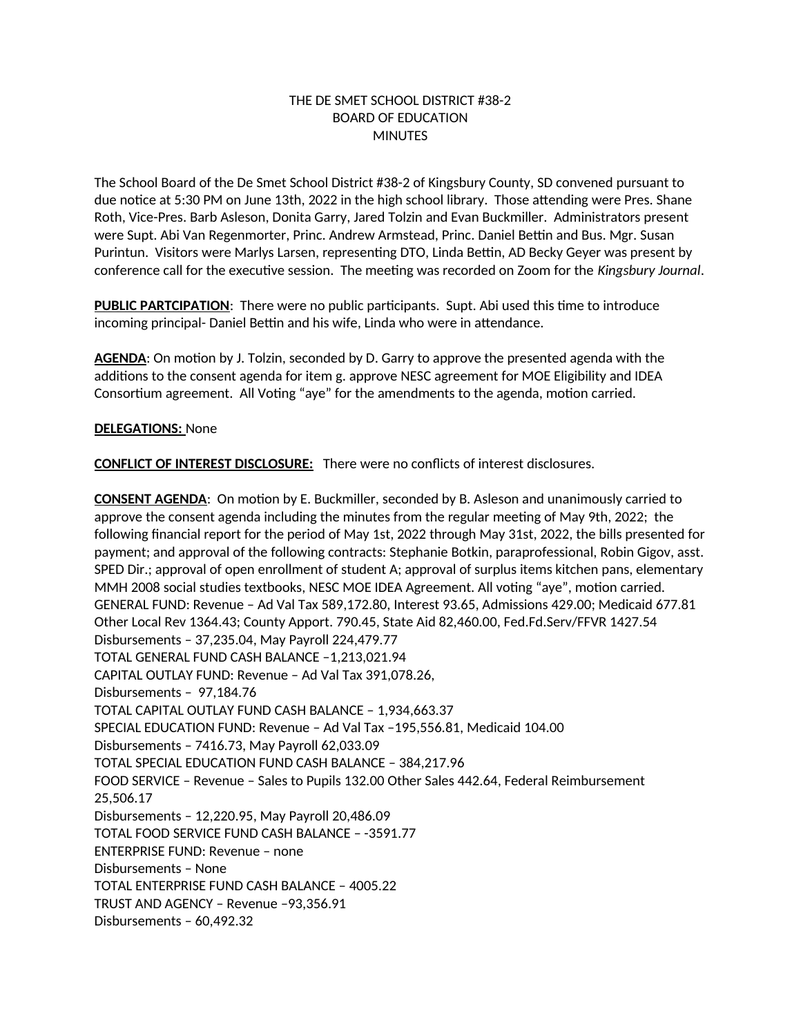THE DE SMET SCHOOL DISTRICT #38-2
BOARD OF EDUCATION
MINUTES

The School Board of the De Smet School District #38-2 of Kingsbury County, SD convened pursuant to due notice at 5:30 PM on June 13th, 2022 in the high school library. Those attending were Pres. Shane Roth, Vice-Pres. Barb Asleson, Donita Garry, Jared Tolzin and Evan Buckmiller. Administrators present were Supt. Abi Van Regenmorter, Princ. Andrew Armstead, Princ. Daniel Bettin and Bus. Mgr. Susan Purintun. Visitors were Marlys Larsen, representing DTO, Linda Bettin, AD Becky Geyer was present by conference call for the executive session. The meeting was recorded on Zoom for the *Kingsbury Journal*.

**PUBLIC PARTCIPATION**: There were no public participants. Supt. Abi used this time to introduce incoming principal- Daniel Bettin and his wife, Linda who were in attendance.

**AGENDA**: On motion by J. Tolzin, seconded by D. Garry to approve the presented agenda with the additions to the consent agenda for item g. approve NESC agreement for MOE Eligibility and IDEA Consortium agreement. All Voting "aye" for the amendments to the agenda, motion carried.

**DELEGATIONS:** None

**CONFLICT OF INTEREST DISCLOSURE:** There were no conflicts of interest disclosures.

**CONSENT AGENDA**: On motion by E. Buckmiller, seconded by B. Asleson and unanimously carried to approve the consent agenda including the minutes from the regular meeting of May 9th, 2022; the following financial report for the period of May 1st, 2022 through May 31st, 2022, the bills presented for payment; and approval of the following contracts: Stephanie Botkin, paraprofessional, Robin Gigov, asst. SPED Dir.; approval of open enrollment of student A; approval of surplus items kitchen pans, elementary MMH 2008 social studies textbooks, NESC MOE IDEA Agreement. All voting "aye", motion carried.
GENERAL FUND: Revenue – Ad Val Tax 589,172.80, Interest 93.65, Admissions 429.00; Medicaid 677.81 Other Local Rev 1364.43; County Apport. 790.45, State Aid 82,460.00, Fed.Fd.Serv/FFVR 1427.54
Disbursements – 37,235.04, May Payroll 224,479.77
TOTAL GENERAL FUND CASH BALANCE –1,213,021.94
CAPITAL OUTLAY FUND: Revenue – Ad Val Tax 391,078.26,
Disbursements – 97,184.76
TOTAL CAPITAL OUTLAY FUND CASH BALANCE – 1,934,663.37
SPECIAL EDUCATION FUND: Revenue – Ad Val Tax –195,556.81, Medicaid 104.00
Disbursements – 7416.73, May Payroll 62,033.09
TOTAL SPECIAL EDUCATION FUND CASH BALANCE – 384,217.96
FOOD SERVICE – Revenue – Sales to Pupils 132.00 Other Sales 442.64, Federal Reimbursement 25,506.17
Disbursements – 12,220.95, May Payroll 20,486.09
TOTAL FOOD SERVICE FUND CASH BALANCE – -3591.77
ENTERPRISE FUND: Revenue – none
Disbursements – None
TOTAL ENTERPRISE FUND CASH BALANCE – 4005.22
TRUST AND AGENCY – Revenue –93,356.91
Disbursements – 60,492.32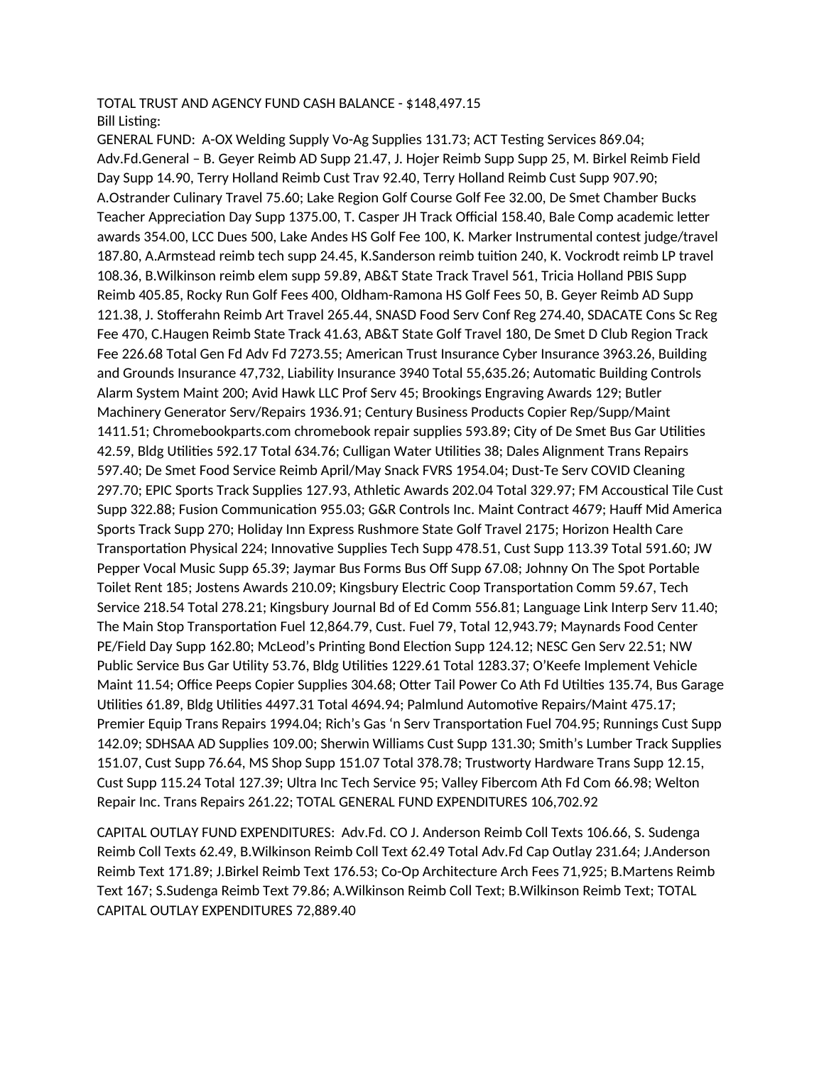TOTAL TRUST AND AGENCY FUND CASH BALANCE - $148,497.15
Bill Listing:
GENERAL FUND: A-OX Welding Supply Vo-Ag Supplies 131.73; ACT Testing Services 869.04; Adv.Fd.General – B. Geyer Reimb AD Supp 21.47, J. Hojer Reimb Supp Supp 25, M. Birkel Reimb Field Day Supp 14.90, Terry Holland Reimb Cust Trav 92.40, Terry Holland Reimb Cust Supp 907.90; A.Ostrander Culinary Travel 75.60; Lake Region Golf Course Golf Fee 32.00, De Smet Chamber Bucks Teacher Appreciation Day Supp 1375.00, T. Casper JH Track Official 158.40, Bale Comp academic letter awards 354.00, LCC Dues 500, Lake Andes HS Golf Fee 100, K. Marker Instrumental contest judge/travel 187.80, A.Armstead reimb tech supp 24.45, K.Sanderson reimb tuition 240, K. Vockrodt reimb LP travel 108.36, B.Wilkinson reimb elem supp 59.89, AB&T State Track Travel 561, Tricia Holland PBIS Supp Reimb 405.85, Rocky Run Golf Fees 400, Oldham-Ramona HS Golf Fees 50, B. Geyer Reimb AD Supp 121.38, J. Stofferahn Reimb Art Travel 265.44, SNASD Food Serv Conf Reg 274.40, SDACATE Cons Sc Reg Fee 470, C.Haugen Reimb State Track 41.63, AB&T State Golf Travel 180, De Smet D Club Region Track Fee 226.68 Total Gen Fd Adv Fd 7273.55; American Trust Insurance Cyber Insurance 3963.26, Building and Grounds Insurance 47,732, Liability Insurance 3940 Total 55,635.26; Automatic Building Controls Alarm System Maint 200; Avid Hawk LLC Prof Serv 45; Brookings Engraving Awards 129; Butler Machinery Generator Serv/Repairs 1936.91; Century Business Products Copier Rep/Supp/Maint 1411.51; Chromebookparts.com chromebook repair supplies 593.89; City of De Smet Bus Gar Utilities 42.59, Bldg Utilities 592.17 Total 634.76; Culligan Water Utilities 38; Dales Alignment Trans Repairs 597.40; De Smet Food Service Reimb April/May Snack FVRS 1954.04; Dust-Te Serv COVID Cleaning 297.70; EPIC Sports Track Supplies 127.93, Athletic Awards 202.04 Total 329.97; FM Accoustical Tile Cust Supp 322.88; Fusion Communication 955.03; G&R Controls Inc. Maint Contract 4679; Hauff Mid America Sports Track Supp 270; Holiday Inn Express Rushmore State Golf Travel 2175; Horizon Health Care Transportation Physical 224; Innovative Supplies Tech Supp 478.51, Cust Supp 113.39 Total 591.60; JW Pepper Vocal Music Supp 65.39; Jaymar Bus Forms Bus Off Supp 67.08; Johnny On The Spot Portable Toilet Rent 185; Jostens Awards 210.09; Kingsbury Electric Coop Transportation Comm 59.67, Tech Service 218.54 Total 278.21; Kingsbury Journal Bd of Ed Comm 556.81; Language Link Interp Serv 11.40; The Main Stop Transportation Fuel 12,864.79, Cust. Fuel 79, Total 12,943.79; Maynards Food Center PE/Field Day Supp 162.80; McLeod's Printing Bond Election Supp 124.12; NESC Gen Serv 22.51; NW Public Service Bus Gar Utility 53.76, Bldg Utilities 1229.61 Total 1283.37; O'Keefe Implement Vehicle Maint 11.54; Office Peeps Copier Supplies 304.68; Otter Tail Power Co Ath Fd Utilties 135.74, Bus Garage Utilities 61.89, Bldg Utilities 4497.31 Total 4694.94; Palmlund Automotive Repairs/Maint 475.17; Premier Equip Trans Repairs 1994.04; Rich's Gas 'n Serv Transportation Fuel 704.95; Runnings Cust Supp 142.09; SDHSAA AD Supplies 109.00; Sherwin Williams Cust Supp 131.30; Smith's Lumber Track Supplies 151.07, Cust Supp 76.64, MS Shop Supp 151.07 Total 378.78; Trustworty Hardware Trans Supp 12.15, Cust Supp 115.24 Total 127.39; Ultra Inc Tech Service 95; Valley Fibercom Ath Fd Com 66.98; Welton Repair Inc. Trans Repairs 261.22; TOTAL GENERAL FUND EXPENDITURES 106,702.92

CAPITAL OUTLAY FUND EXPENDITURES: Adv.Fd. CO J. Anderson Reimb Coll Texts 106.66, S. Sudenga Reimb Coll Texts 62.49, B.Wilkinson Reimb Coll Text 62.49 Total Adv.Fd Cap Outlay 231.64; J.Anderson Reimb Text 171.89; J.Birkel Reimb Text 176.53; Co-Op Architecture Arch Fees 71,925; B.Martens Reimb Text 167; S.Sudenga Reimb Text 79.86; A.Wilkinson Reimb Coll Text; B.Wilkinson Reimb Text; TOTAL CAPITAL OUTLAY EXPENDITURES 72,889.40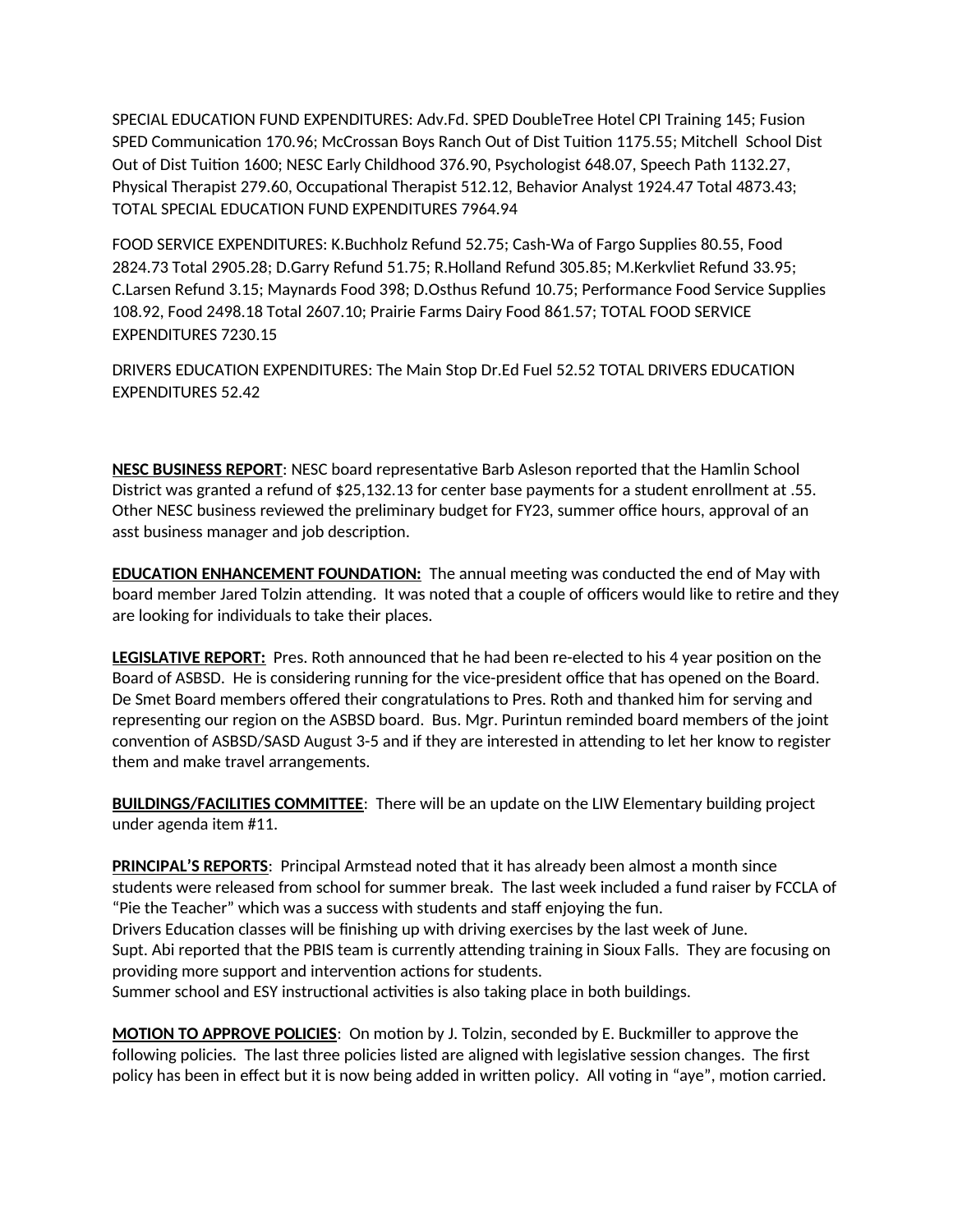SPECIAL EDUCATION FUND EXPENDITURES: Adv.Fd. SPED DoubleTree Hotel CPI Training 145; Fusion SPED Communication 170.96; McCrossan Boys Ranch Out of Dist Tuition 1175.55; Mitchell School Dist Out of Dist Tuition 1600; NESC Early Childhood 376.90, Psychologist 648.07, Speech Path 1132.27, Physical Therapist 279.60, Occupational Therapist 512.12, Behavior Analyst 1924.47 Total 4873.43; TOTAL SPECIAL EDUCATION FUND EXPENDITURES 7964.94

FOOD SERVICE EXPENDITURES: K.Buchholz Refund 52.75; Cash-Wa of Fargo Supplies 80.55, Food 2824.73 Total 2905.28; D.Garry Refund 51.75; R.Holland Refund 305.85; M.Kerkvliet Refund 33.95; C.Larsen Refund 3.15; Maynards Food 398; D.Osthus Refund 10.75; Performance Food Service Supplies 108.92, Food 2498.18 Total 2607.10; Prairie Farms Dairy Food 861.57; TOTAL FOOD SERVICE EXPENDITURES 7230.15

DRIVERS EDUCATION EXPENDITURES: The Main Stop Dr.Ed Fuel 52.52 TOTAL DRIVERS EDUCATION EXPENDITURES 52.42

**NESC BUSINESS REPORT**: NESC board representative Barb Asleson reported that the Hamlin School District was granted a refund of $25,132.13 for center base payments for a student enrollment at .55. Other NESC business reviewed the preliminary budget for FY23, summer office hours, approval of an asst business manager and job description.

**EDUCATION ENHANCEMENT FOUNDATION:** The annual meeting was conducted the end of May with board member Jared Tolzin attending. It was noted that a couple of officers would like to retire and they are looking for individuals to take their places.

**LEGISLATIVE REPORT:** Pres. Roth announced that he had been re-elected to his 4 year position on the Board of ASBSD. He is considering running for the vice-president office that has opened on the Board. De Smet Board members offered their congratulations to Pres. Roth and thanked him for serving and representing our region on the ASBSD board. Bus. Mgr. Purintun reminded board members of the joint convention of ASBSD/SASD August 3-5 and if they are interested in attending to let her know to register them and make travel arrangements.

**BUILDINGS/FACILITIES COMMITTEE**: There will be an update on the LIW Elementary building project under agenda item #11.

**PRINCIPAL'S REPORTS**: Principal Armstead noted that it has already been almost a month since students were released from school for summer break. The last week included a fund raiser by FCCLA of "Pie the Teacher" which was a success with students and staff enjoying the fun.
Drivers Education classes will be finishing up with driving exercises by the last week of June.
Supt. Abi reported that the PBIS team is currently attending training in Sioux Falls. They are focusing on providing more support and intervention actions for students.
Summer school and ESY instructional activities is also taking place in both buildings.

**MOTION TO APPROVE POLICIES**: On motion by J. Tolzin, seconded by E. Buckmiller to approve the following policies. The last three policies listed are aligned with legislative session changes. The first policy has been in effect but it is now being added in written policy. All voting in "aye", motion carried.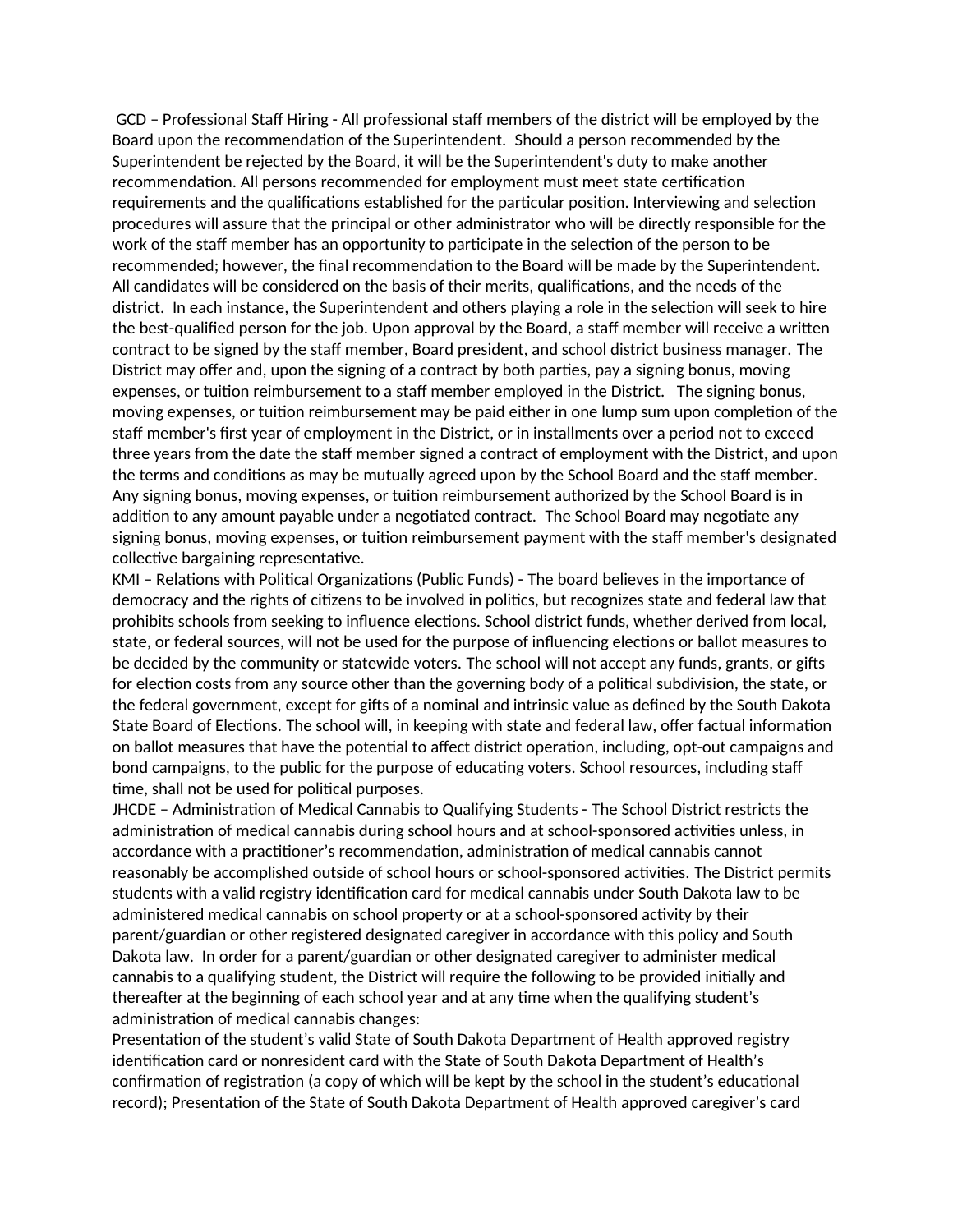GCD – Professional Staff Hiring - All professional staff members of the district will be employed by the Board upon the recommendation of the Superintendent. Should a person recommended by the Superintendent be rejected by the Board, it will be the Superintendent's duty to make another recommendation. All persons recommended for employment must meet state certification requirements and the qualifications established for the particular position. Interviewing and selection procedures will assure that the principal or other administrator who will be directly responsible for the work of the staff member has an opportunity to participate in the selection of the person to be recommended; however, the final recommendation to the Board will be made by the Superintendent. All candidates will be considered on the basis of their merits, qualifications, and the needs of the district. In each instance, the Superintendent and others playing a role in the selection will seek to hire the best-qualified person for the job. Upon approval by the Board, a staff member will receive a written contract to be signed by the staff member, Board president, and school district business manager. The District may offer and, upon the signing of a contract by both parties, pay a signing bonus, moving expenses, or tuition reimbursement to a staff member employed in the District. The signing bonus, moving expenses, or tuition reimbursement may be paid either in one lump sum upon completion of the staff member's first year of employment in the District, or in installments over a period not to exceed three years from the date the staff member signed a contract of employment with the District, and upon the terms and conditions as may be mutually agreed upon by the School Board and the staff member. Any signing bonus, moving expenses, or tuition reimbursement authorized by the School Board is in addition to any amount payable under a negotiated contract. The School Board may negotiate any signing bonus, moving expenses, or tuition reimbursement payment with the staff member's designated collective bargaining representative.

KMI – Relations with Political Organizations (Public Funds) - The board believes in the importance of democracy and the rights of citizens to be involved in politics, but recognizes state and federal law that prohibits schools from seeking to influence elections. School district funds, whether derived from local, state, or federal sources, will not be used for the purpose of influencing elections or ballot measures to be decided by the community or statewide voters. The school will not accept any funds, grants, or gifts for election costs from any source other than the governing body of a political subdivision, the state, or the federal government, except for gifts of a nominal and intrinsic value as defined by the South Dakota State Board of Elections. The school will, in keeping with state and federal law, offer factual information on ballot measures that have the potential to affect district operation, including, opt-out campaigns and bond campaigns, to the public for the purpose of educating voters. School resources, including staff time, shall not be used for political purposes.

JHCDE – Administration of Medical Cannabis to Qualifying Students - The School District restricts the administration of medical cannabis during school hours and at school-sponsored activities unless, in accordance with a practitioner's recommendation, administration of medical cannabis cannot reasonably be accomplished outside of school hours or school-sponsored activities. The District permits students with a valid registry identification card for medical cannabis under South Dakota law to be administered medical cannabis on school property or at a school-sponsored activity by their parent/guardian or other registered designated caregiver in accordance with this policy and South Dakota law. In order for a parent/guardian or other designated caregiver to administer medical cannabis to a qualifying student, the District will require the following to be provided initially and thereafter at the beginning of each school year and at any time when the qualifying student's administration of medical cannabis changes:

Presentation of the student's valid State of South Dakota Department of Health approved registry identification card or nonresident card with the State of South Dakota Department of Health's confirmation of registration (a copy of which will be kept by the school in the student's educational record); Presentation of the State of South Dakota Department of Health approved caregiver's card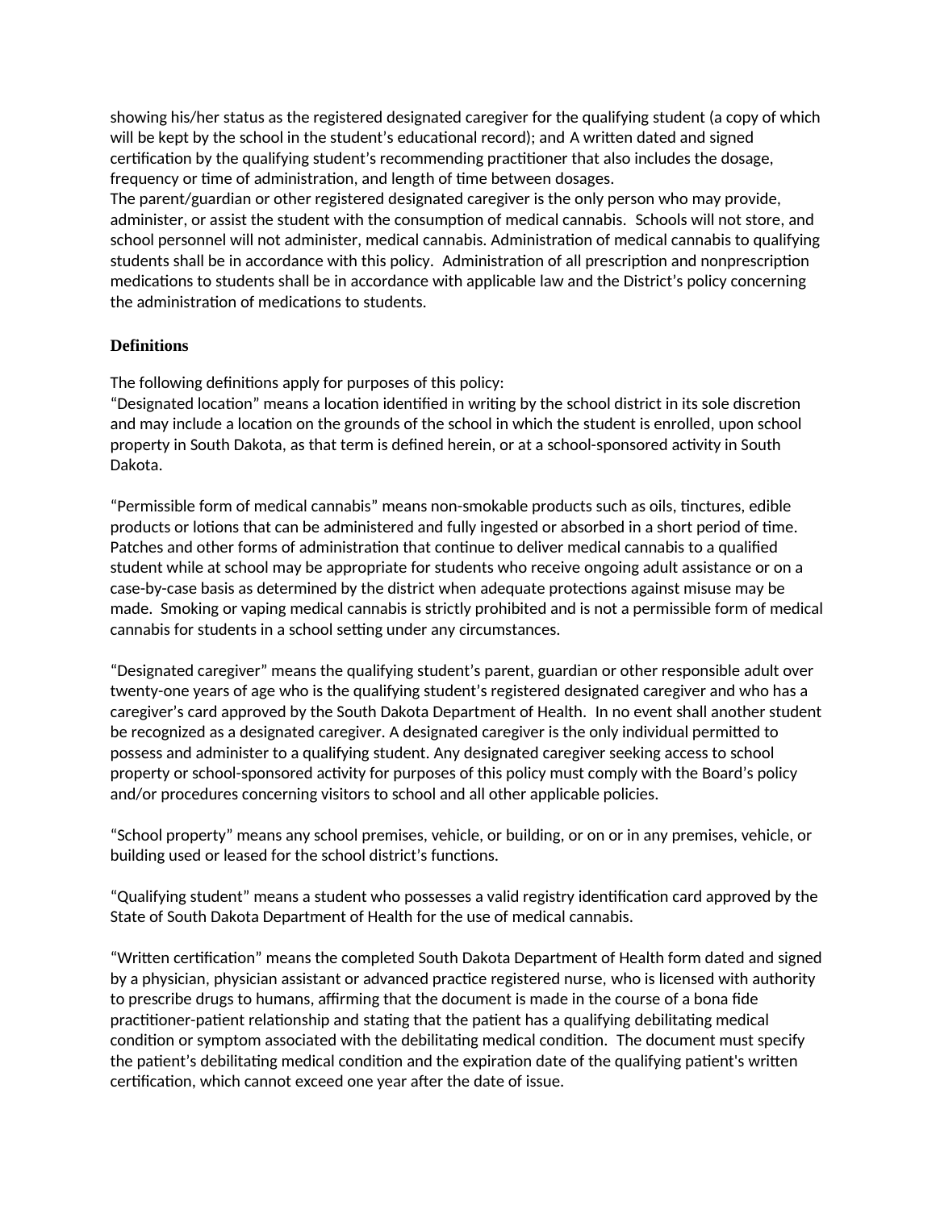showing his/her status as the registered designated caregiver for the qualifying student (a copy of which will be kept by the school in the student's educational record); and A written dated and signed certification by the qualifying student's recommending practitioner that also includes the dosage, frequency or time of administration, and length of time between dosages.

The parent/guardian or other registered designated caregiver is the only person who may provide, administer, or assist the student with the consumption of medical cannabis. Schools will not store, and school personnel will not administer, medical cannabis. Administration of medical cannabis to qualifying students shall be in accordance with this policy. Administration of all prescription and nonprescription medications to students shall be in accordance with applicable law and the District's policy concerning the administration of medications to students.

### Definitions

The following definitions apply for purposes of this policy:

"Designated location" means a location identified in writing by the school district in its sole discretion and may include a location on the grounds of the school in which the student is enrolled, upon school property in South Dakota, as that term is defined herein, or at a school-sponsored activity in South Dakota.

"Permissible form of medical cannabis" means non-smokable products such as oils, tinctures, edible products or lotions that can be administered and fully ingested or absorbed in a short period of time. Patches and other forms of administration that continue to deliver medical cannabis to a qualified student while at school may be appropriate for students who receive ongoing adult assistance or on a case-by-case basis as determined by the district when adequate protections against misuse may be made. Smoking or vaping medical cannabis is strictly prohibited and is not a permissible form of medical cannabis for students in a school setting under any circumstances.

"Designated caregiver" means the qualifying student's parent, guardian or other responsible adult over twenty-one years of age who is the qualifying student's registered designated caregiver and who has a caregiver's card approved by the South Dakota Department of Health. In no event shall another student be recognized as a designated caregiver. A designated caregiver is the only individual permitted to possess and administer to a qualifying student. Any designated caregiver seeking access to school property or school-sponsored activity for purposes of this policy must comply with the Board's policy and/or procedures concerning visitors to school and all other applicable policies.

"School property" means any school premises, vehicle, or building, or on or in any premises, vehicle, or building used or leased for the school district's functions.

"Qualifying student" means a student who possesses a valid registry identification card approved by the State of South Dakota Department of Health for the use of medical cannabis.

"Written certification" means the completed South Dakota Department of Health form dated and signed by a physician, physician assistant or advanced practice registered nurse, who is licensed with authority to prescribe drugs to humans, affirming that the document is made in the course of a bona fide practitioner-patient relationship and stating that the patient has a qualifying debilitating medical condition or symptom associated with the debilitating medical condition. The document must specify the patient's debilitating medical condition and the expiration date of the qualifying patient's written certification, which cannot exceed one year after the date of issue.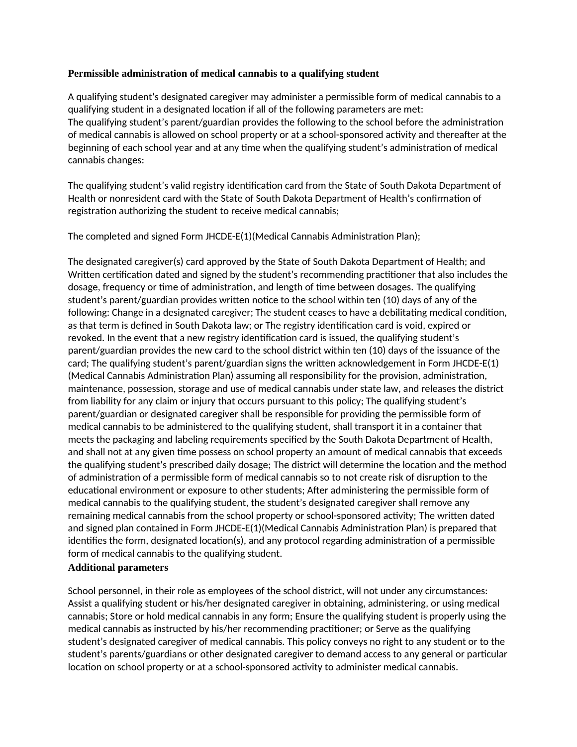**Permissible administration of medical cannabis to a qualifying student**

A qualifying student's designated caregiver may administer a permissible form of medical cannabis to a qualifying student in a designated location if all of the following parameters are met:
The qualifying student's parent/guardian provides the following to the school before the administration of medical cannabis is allowed on school property or at a school-sponsored activity and thereafter at the beginning of each school year and at any time when the qualifying student's administration of medical cannabis changes:

The qualifying student's valid registry identification card from the State of South Dakota Department of Health or nonresident card with the State of South Dakota Department of Health's confirmation of registration authorizing the student to receive medical cannabis;

The completed and signed Form JHCDE-E(1)(Medical Cannabis Administration Plan);

The designated caregiver(s) card approved by the State of South Dakota Department of Health; and Written certification dated and signed by the student's recommending practitioner that also includes the dosage, frequency or time of administration, and length of time between dosages. The qualifying student's parent/guardian provides written notice to the school within ten (10) days of any of the following: Change in a designated caregiver; The student ceases to have a debilitating medical condition, as that term is defined in South Dakota law; or The registry identification card is void, expired or revoked. In the event that a new registry identification card is issued, the qualifying student's parent/guardian provides the new card to the school district within ten (10) days of the issuance of the card; The qualifying student's parent/guardian signs the written acknowledgement in Form JHCDE-E(1) (Medical Cannabis Administration Plan) assuming all responsibility for the provision, administration, maintenance, possession, storage and use of medical cannabis under state law, and releases the district from liability for any claim or injury that occurs pursuant to this policy; The qualifying student's parent/guardian or designated caregiver shall be responsible for providing the permissible form of medical cannabis to be administered to the qualifying student, shall transport it in a container that meets the packaging and labeling requirements specified by the South Dakota Department of Health, and shall not at any given time possess on school property an amount of medical cannabis that exceeds the qualifying student's prescribed daily dosage; The district will determine the location and the method of administration of a permissible form of medical cannabis so to not create risk of disruption to the educational environment or exposure to other students; After administering the permissible form of medical cannabis to the qualifying student, the student's designated caregiver shall remove any remaining medical cannabis from the school property or school-sponsored activity; The written dated and signed plan contained in Form JHCDE-E(1)(Medical Cannabis Administration Plan) is prepared that identifies the form, designated location(s), and any protocol regarding administration of a permissible form of medical cannabis to the qualifying student.

**Additional parameters**

School personnel, in their role as employees of the school district, will not under any circumstances: Assist a qualifying student or his/her designated caregiver in obtaining, administering, or using medical cannabis; Store or hold medical cannabis in any form; Ensure the qualifying student is properly using the medical cannabis as instructed by his/her recommending practitioner; or Serve as the qualifying student's designated caregiver of medical cannabis. This policy conveys no right to any student or to the student's parents/guardians or other designated caregiver to demand access to any general or particular location on school property or at a school-sponsored activity to administer medical cannabis.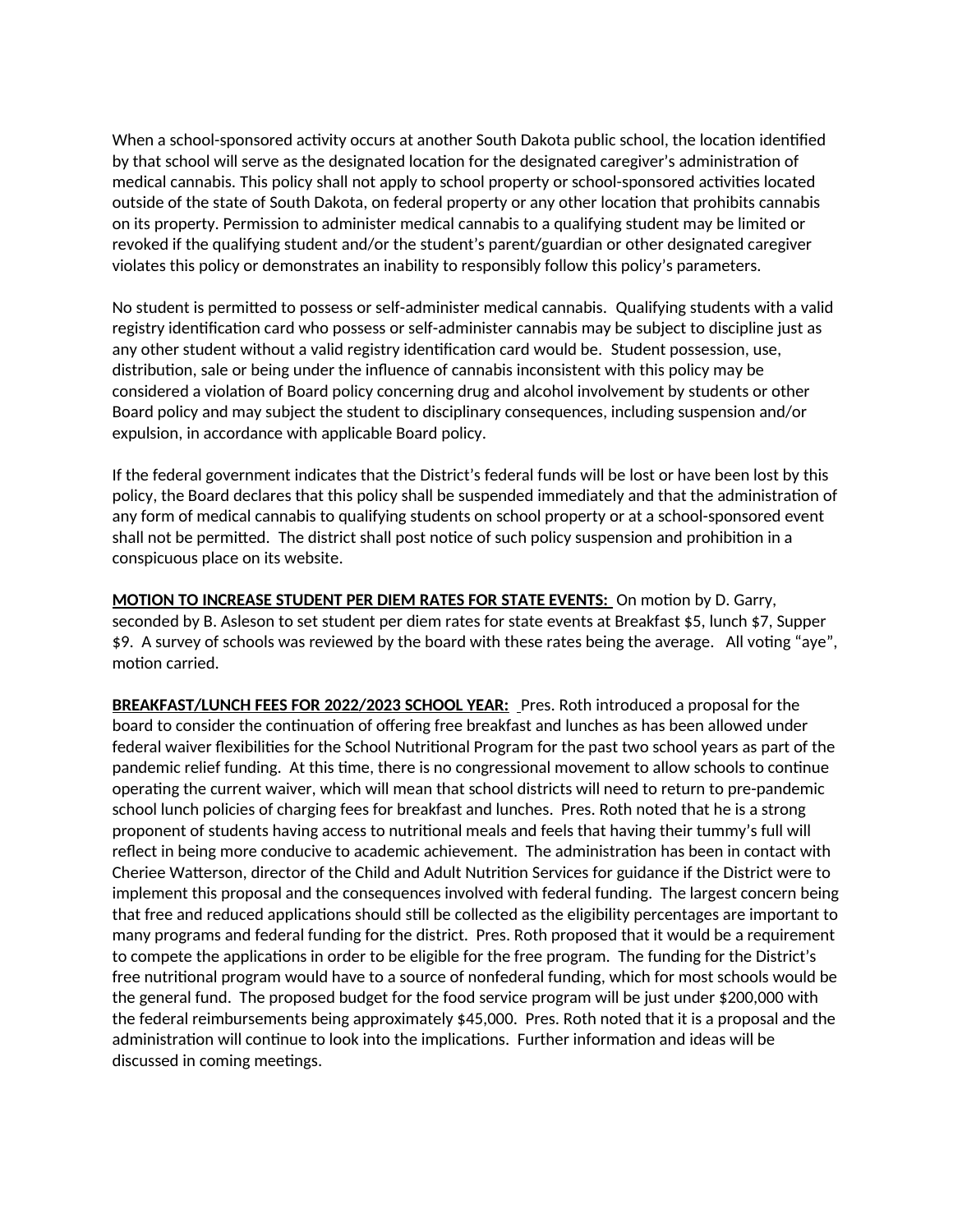When a school-sponsored activity occurs at another South Dakota public school, the location identified by that school will serve as the designated location for the designated caregiver's administration of medical cannabis. This policy shall not apply to school property or school-sponsored activities located outside of the state of South Dakota, on federal property or any other location that prohibits cannabis on its property. Permission to administer medical cannabis to a qualifying student may be limited or revoked if the qualifying student and/or the student's parent/guardian or other designated caregiver violates this policy or demonstrates an inability to responsibly follow this policy's parameters.

No student is permitted to possess or self-administer medical cannabis. Qualifying students with a valid registry identification card who possess or self-administer cannabis may be subject to discipline just as any other student without a valid registry identification card would be. Student possession, use, distribution, sale or being under the influence of cannabis inconsistent with this policy may be considered a violation of Board policy concerning drug and alcohol involvement by students or other Board policy and may subject the student to disciplinary consequences, including suspension and/or expulsion, in accordance with applicable Board policy.

If the federal government indicates that the District's federal funds will be lost or have been lost by this policy, the Board declares that this policy shall be suspended immediately and that the administration of any form of medical cannabis to qualifying students on school property or at a school-sponsored event shall not be permitted. The district shall post notice of such policy suspension and prohibition in a conspicuous place on its website.

**MOTION TO INCREASE STUDENT PER DIEM RATES FOR STATE EVENTS:** On motion by D. Garry, seconded by B. Asleson to set student per diem rates for state events at Breakfast $5, lunch $7, Supper $9. A survey of schools was reviewed by the board with these rates being the average. All voting "aye", motion carried.

**BREAKFAST/LUNCH FEES FOR 2022/2023 SCHOOL YEAR:** Pres. Roth introduced a proposal for the board to consider the continuation of offering free breakfast and lunches as has been allowed under federal waiver flexibilities for the School Nutritional Program for the past two school years as part of the pandemic relief funding. At this time, there is no congressional movement to allow schools to continue operating the current waiver, which will mean that school districts will need to return to pre-pandemic school lunch policies of charging fees for breakfast and lunches. Pres. Roth noted that he is a strong proponent of students having access to nutritional meals and feels that having their tummy's full will reflect in being more conducive to academic achievement. The administration has been in contact with Cheriee Watterson, director of the Child and Adult Nutrition Services for guidance if the District were to implement this proposal and the consequences involved with federal funding. The largest concern being that free and reduced applications should still be collected as the eligibility percentages are important to many programs and federal funding for the district. Pres. Roth proposed that it would be a requirement to compete the applications in order to be eligible for the free program. The funding for the District's free nutritional program would have to a source of nonfederal funding, which for most schools would be the general fund. The proposed budget for the food service program will be just under $200,000 with the federal reimbursements being approximately $45,000. Pres. Roth noted that it is a proposal and the administration will continue to look into the implications. Further information and ideas will be discussed in coming meetings.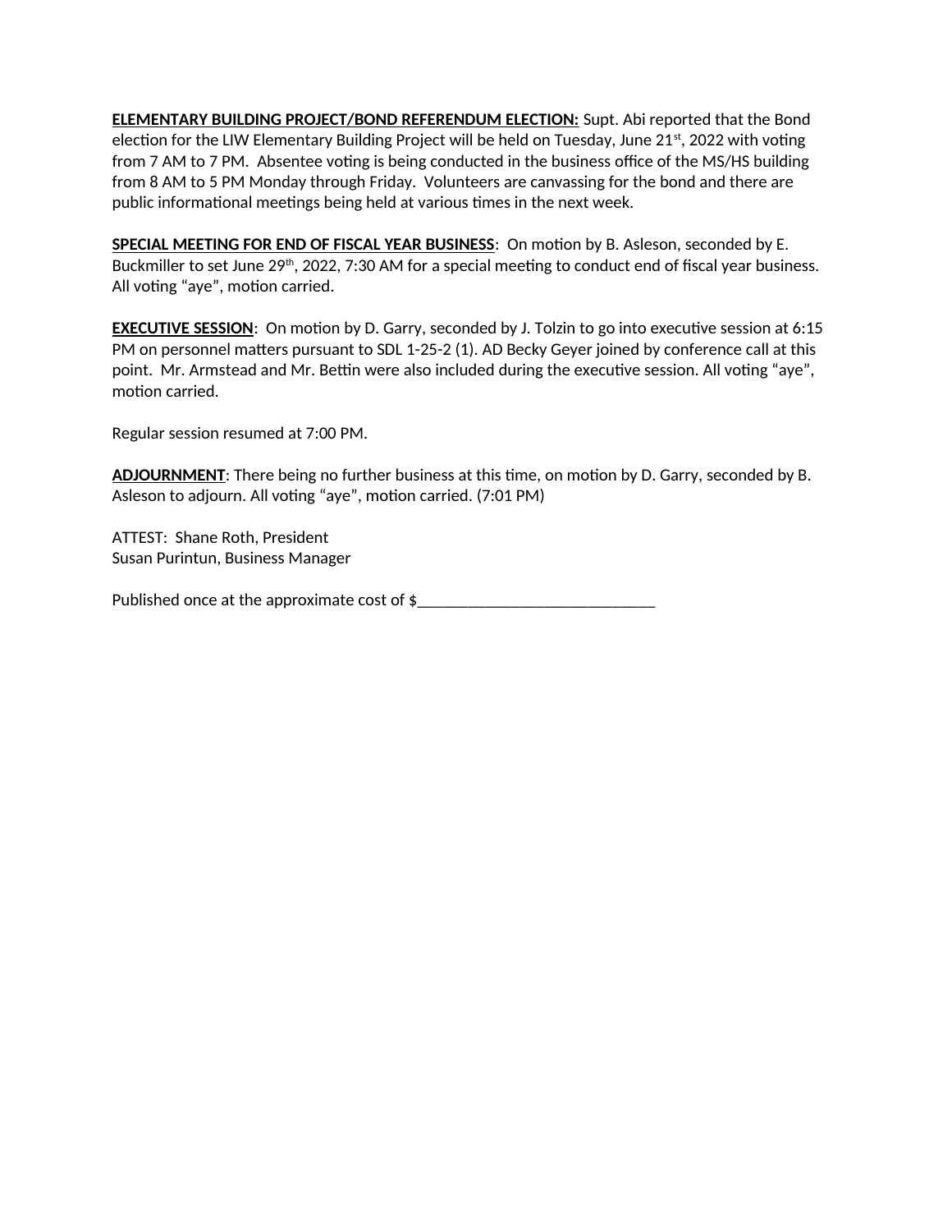**<u>ELEMENTARY BUILDING PROJECT/BOND REFERENDUM ELECTION:</u>** Supt. Abi reported that the Bond election for the LIW Elementary Building Project will be held on Tuesday, June 21st, 2022 with voting from 7 AM to 7 PM. Absentee voting is being conducted in the business office of the MS/HS building from 8 AM to 5 PM Monday through Friday. Volunteers are canvassing for the bond and there are public informational meetings being held at various times in the next week.

**<u>SPECIAL MEETING FOR END OF FISCAL YEAR BUSINESS</u>**: On motion by B. Asleson, seconded by E. Buckmiller to set June 29th, 2022, 7:30 AM for a special meeting to conduct end of fiscal year business. All voting "aye", motion carried.

**<u>EXECUTIVE SESSION</u>**: On motion by D. Garry, seconded by J. Tolzin to go into executive session at 6:15 PM on personnel matters pursuant to SDL 1-25-2 (1). AD Becky Geyer joined by conference call at this point. Mr. Armstead and Mr. Bettin were also included during the executive session. All voting "aye", motion carried.

Regular session resumed at 7:00 PM.

**<u>ADJOURNMENT</u>**: There being no further business at this time, on motion by D. Garry, seconded by B. Asleson to adjourn. All voting "aye", motion carried. (7:01 PM)

ATTEST: Shane Roth, President
Susan Purintun, Business Manager

Published once at the approximate cost of $_____________________________